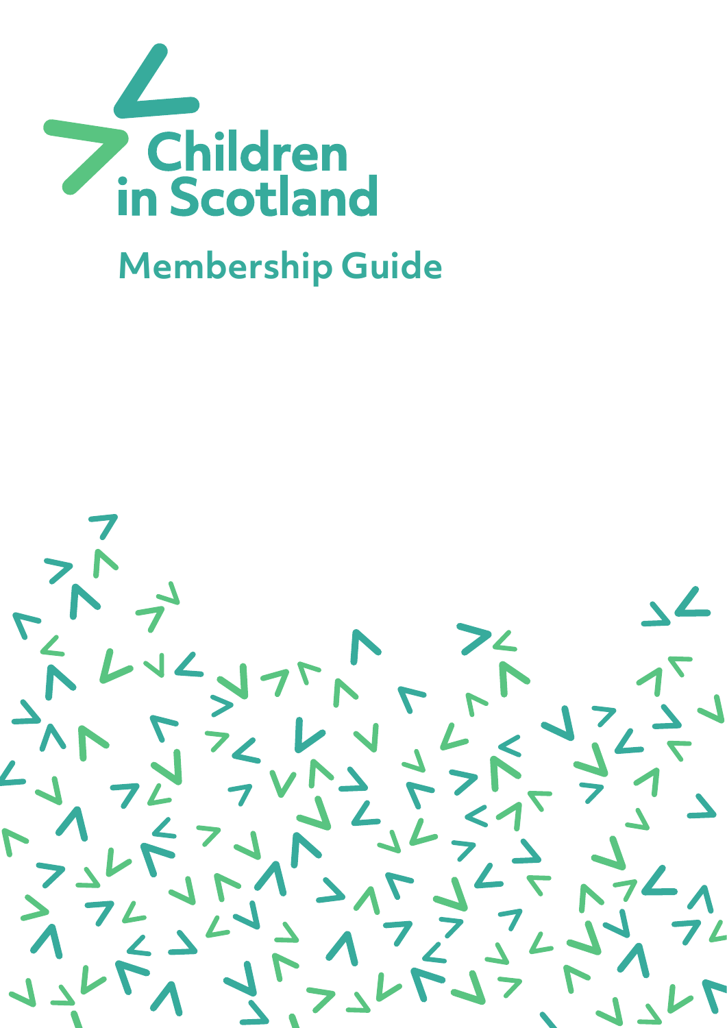Children in Scotland

# Membership Guide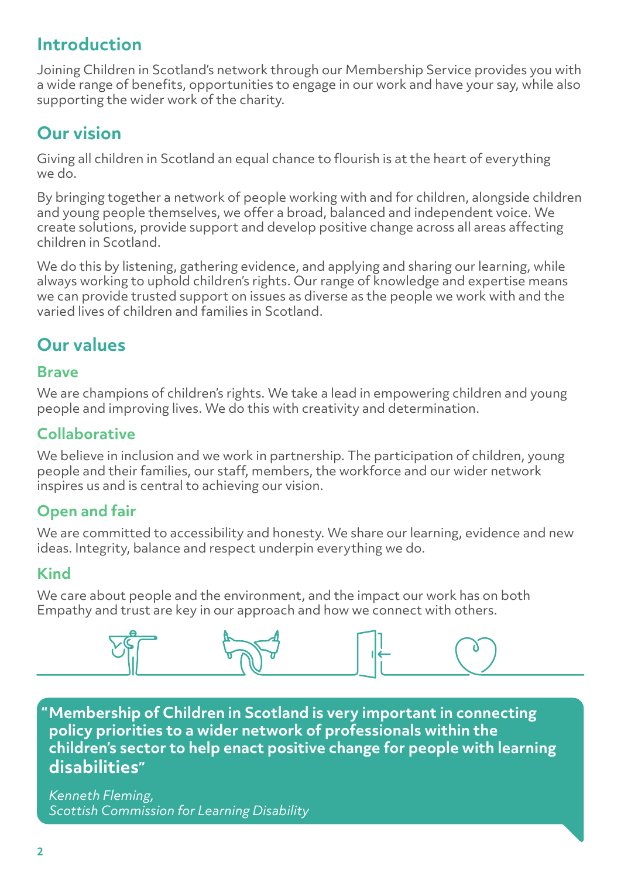## Introduction

Joining Children in Scotland's network through our Membership Service provides you with a wide range of benefits, opportunities to engage in our work and have your say, while also supporting the wider work of the charity.

## Our vision

Giving all children in Scotland an equal chance to flourish is at the heart of everything we do.

By bringing together a network of people working with and for children, alongside children and young people themselves, we offer a broad, balanced and independent voice. We create solutions, provide support and develop positive change across all areas affecting children in Scotland.

We do this by listening, gathering evidence, and applying and sharing our learning, while always working to uphold children's rights. Our range of knowledge and expertise means we can provide trusted support on issues as diverse as the people we work with and the varied lives of children and families in Scotland.

## Our values

### Brave

We are champions of children's rights. We take a lead in empowering children and young people and improving lives. We do this with creativity and determination.

### Collaborative

We believe in inclusion and we work in partnership. The participation of children, young people and their families, our staff, members, the workforce and our wider network inspires us and is central to achieving our vision.

### Open and fair

We are committed to accessibility and honesty. We share our learning, evidence and new ideas. Integrity, balance and respect underpin everything we do.

### Kind

We care about people and the environment, and the impact our work has on both Empathy and trust are key in our approach and how we connect with others.

> **"Membership of Children in Scotland is very important in connecting policy priorities to a wider network of professionals within the children's sector to help enact positive change for people with learning disabilities"**
>
> *Kenneth Fleming,*
> *Scottish Commission for Learning Disability*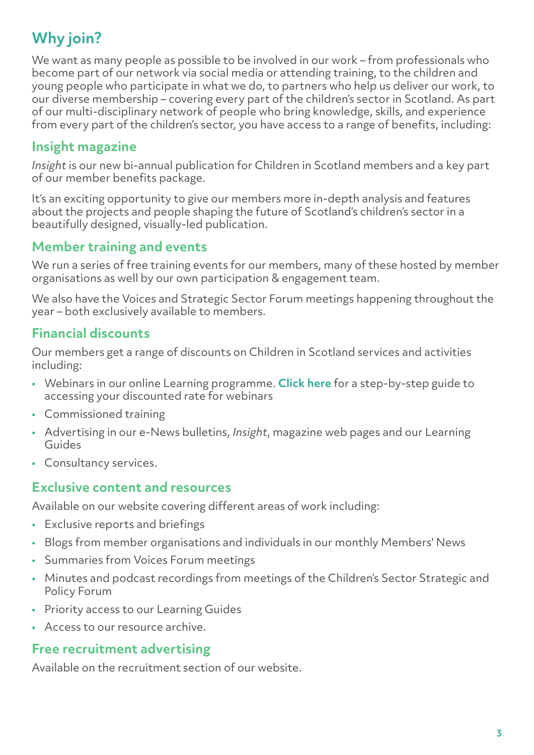## Why join?

We want as many people as possible to be involved in our work – from professionals who become part of our network via social media or attending training, to the children and young people who participate in what we do, to partners who help us deliver our work, to our diverse membership – covering every part of the children's sector in Scotland. As part of our multi-disciplinary network of people who bring knowledge, skills, and experience from every part of the children's sector, you have access to a range of benefits, including:

### Insight magazine

*Insight* is our new bi-annual publication for Children in Scotland members and a key part of our member benefits package.

It's an exciting opportunity to give our members more in-depth analysis and features about the projects and people shaping the future of Scotland's children's sector in a beautifully designed, visually-led publication.

### Member training and events

We run a series of free training events for our members, many of these hosted by member organisations as well by our own participation & engagement team.

We also have the Voices and Strategic Sector Forum meetings happening throughout the year – both exclusively available to members.

### Financial discounts

Our members get a range of discounts on Children in Scotland services and activities including:

- Webinars in our online Learning programme. **Click here** for a step-by-step guide to accessing your discounted rate for webinars
- Commissioned training
- Advertising in our e-News bulletins, *Insight*, magazine web pages and our Learning Guides
- Consultancy services.

### Exclusive content and resources

Available on our website covering different areas of work including:

- Exclusive reports and briefings
- Blogs from member organisations and individuals in our monthly Members' News
- Summaries from Voices Forum meetings
- Minutes and podcast recordings from meetings of the Children's Sector Strategic and Policy Forum
- Priority access to our Learning Guides
- Access to our resource archive.

### Free recruitment advertising

Available on the recruitment section of our website.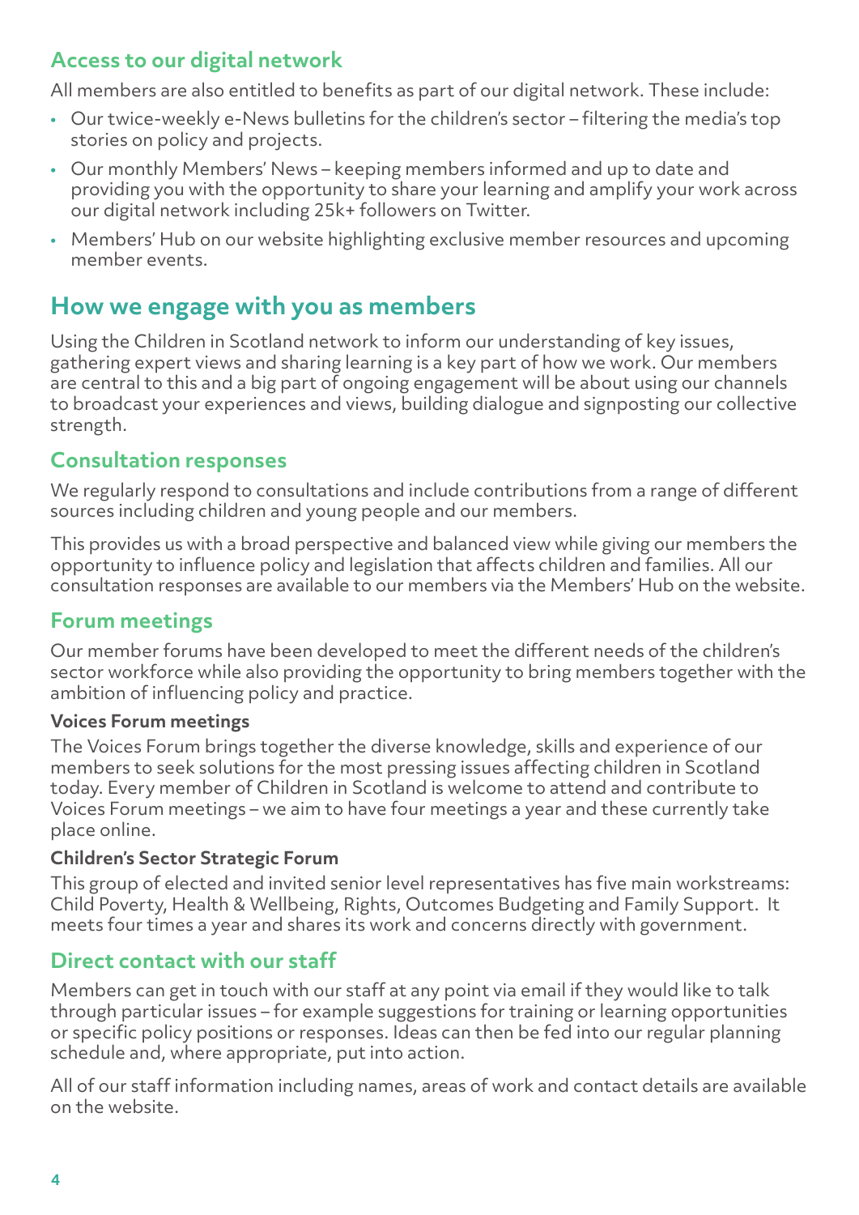### Access to our digital network

All members are also entitled to benefits as part of our digital network. These include:

- Our twice-weekly e-News bulletins for the children's sector – filtering the media's top stories on policy and projects.
- Our monthly Members' News – keeping members informed and up to date and providing you with the opportunity to share your learning and amplify your work across our digital network including 25k+ followers on Twitter.
- Members' Hub on our website highlighting exclusive member resources and upcoming member events.

## How we engage with you as members

Using the Children in Scotland network to inform our understanding of key issues, gathering expert views and sharing learning is a key part of how we work. Our members are central to this and a big part of ongoing engagement will be about using our channels to broadcast your experiences and views, building dialogue and signposting our collective strength.

### Consultation responses

We regularly respond to consultations and include contributions from a range of different sources including children and young people and our members.

This provides us with a broad perspective and balanced view while giving our members the opportunity to influence policy and legislation that affects children and families. All our consultation responses are available to our members via the Members' Hub on the website.

### Forum meetings

Our member forums have been developed to meet the different needs of the children's sector workforce while also providing the opportunity to bring members together with the ambition of influencing policy and practice.

#### Voices Forum meetings

The Voices Forum brings together the diverse knowledge, skills and experience of our members to seek solutions for the most pressing issues affecting children in Scotland today. Every member of Children in Scotland is welcome to attend and contribute to Voices Forum meetings – we aim to have four meetings a year and these currently take place online.

#### Children's Sector Strategic Forum

This group of elected and invited senior level representatives has five main workstreams: Child Poverty, Health & Wellbeing, Rights, Outcomes Budgeting and Family Support. It meets four times a year and shares its work and concerns directly with government.

### Direct contact with our staff

Members can get in touch with our staff at any point via email if they would like to talk through particular issues – for example suggestions for training or learning opportunities or specific policy positions or responses. Ideas can then be fed into our regular planning schedule and, where appropriate, put into action.

All of our staff information including names, areas of work and contact details are available on the website.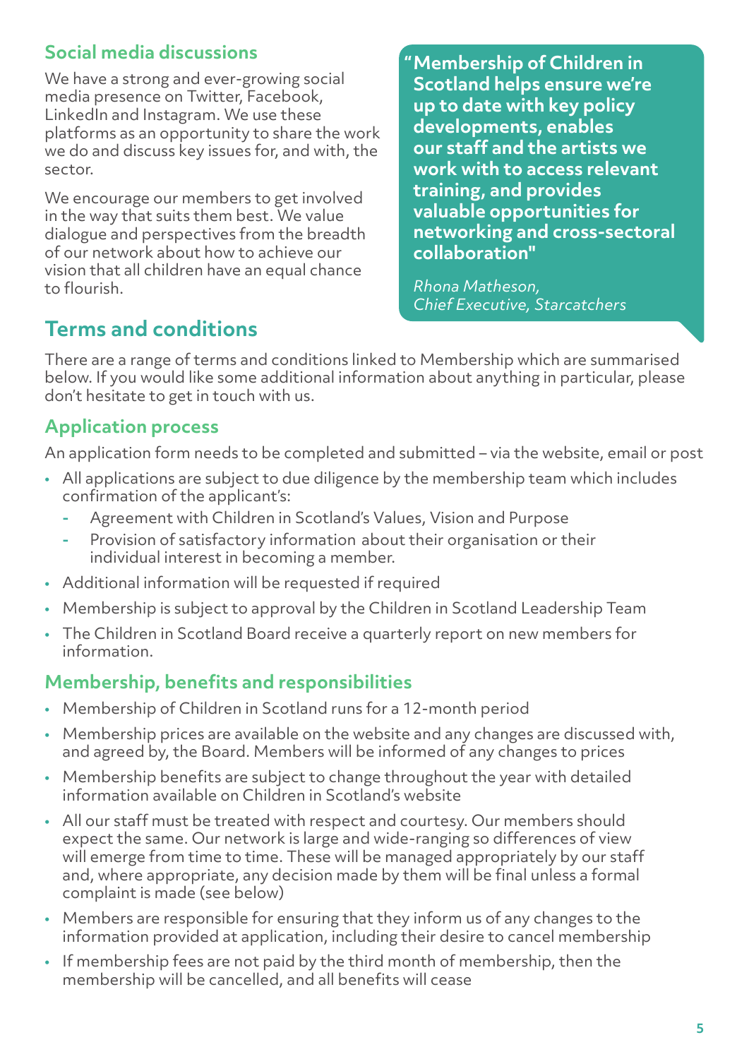## Social media discussions

We have a strong and ever-growing social media presence on Twitter, Facebook, LinkedIn and Instagram. We use these platforms as an opportunity to share the work we do and discuss key issues for, and with, the sector.

We encourage our members to get involved in the way that suits them best. We value dialogue and perspectives from the breadth of our network about how to achieve our vision that all children have an equal chance to flourish.

> **"Membership of Children in Scotland helps ensure we're up to date with key policy developments, enables our staff and the artists we work with to access relevant training, and provides valuable opportunities for networking and cross-sectoral collaboration"**
>
> *Rhona Matheson, Chief Executive, Starcatchers*

## Terms and conditions

There are a range of terms and conditions linked to Membership which are summarised below. If you would like some additional information about anything in particular, please don't hesitate to get in touch with us.

### Application process

An application form needs to be completed and submitted – via the website, email or post

- All applications are subject to due diligence by the membership team which includes confirmation of the applicant's:
  - Agreement with Children in Scotland's Values, Vision and Purpose
  - Provision of satisfactory information about their organisation or their individual interest in becoming a member.
- Additional information will be requested if required
- Membership is subject to approval by the Children in Scotland Leadership Team
- The Children in Scotland Board receive a quarterly report on new members for information.

### Membership, benefits and responsibilities

- Membership of Children in Scotland runs for a 12-month period
- Membership prices are available on the website and any changes are discussed with, and agreed by, the Board. Members will be informed of any changes to prices
- Membership benefits are subject to change throughout the year with detailed information available on Children in Scotland's website
- All our staff must be treated with respect and courtesy. Our members should expect the same. Our network is large and wide-ranging so differences of view will emerge from time to time. These will be managed appropriately by our staff and, where appropriate, any decision made by them will be final unless a formal complaint is made (see below)
- Members are responsible for ensuring that they inform us of any changes to the information provided at application, including their desire to cancel membership
- If membership fees are not paid by the third month of membership, then the membership will be cancelled, and all benefits will cease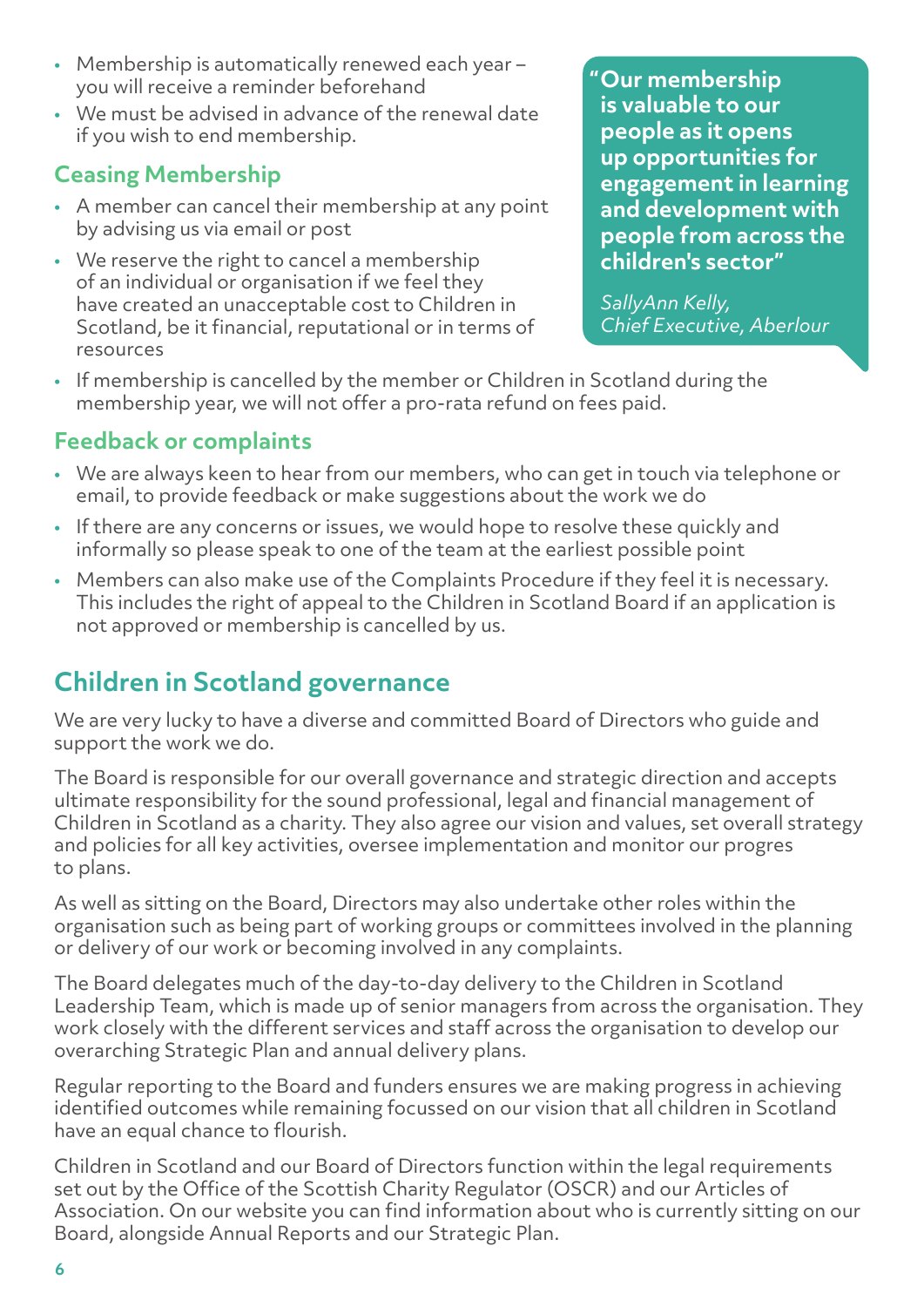- Membership is automatically renewed each year – you will receive a reminder beforehand
- We must be advised in advance of the renewal date if you wish to end membership.

### Ceasing Membership

- A member can cancel their membership at any point by advising us via email or post
- We reserve the right to cancel a membership of an individual or organisation if we feel they have created an unacceptable cost to Children in Scotland, be it financial, reputational or in terms of resources
- If membership is cancelled by the member or Children in Scotland during the membership year, we will not offer a pro-rata refund on fees paid.

> **"Our membership is valuable to our people as it opens up opportunities for engagement in learning and development with people from across the children's sector"**
>
> *SallyAnn Kelly, Chief Executive, Aberlour*

### Feedback or complaints

- We are always keen to hear from our members, who can get in touch via telephone or email, to provide feedback or make suggestions about the work we do
- If there are any concerns or issues, we would hope to resolve these quickly and informally so please speak to one of the team at the earliest possible point
- Members can also make use of the Complaints Procedure if they feel it is necessary. This includes the right of appeal to the Children in Scotland Board if an application is not approved or membership is cancelled by us.

## Children in Scotland governance

We are very lucky to have a diverse and committed Board of Directors who guide and support the work we do.

The Board is responsible for our overall governance and strategic direction and accepts ultimate responsibility for the sound professional, legal and financial management of Children in Scotland as a charity. They also agree our vision and values, set overall strategy and policies for all key activities, oversee implementation and monitor our progres to plans.

As well as sitting on the Board, Directors may also undertake other roles within the organisation such as being part of working groups or committees involved in the planning or delivery of our work or becoming involved in any complaints.

The Board delegates much of the day-to-day delivery to the Children in Scotland Leadership Team, which is made up of senior managers from across the organisation. They work closely with the different services and staff across the organisation to develop our overarching Strategic Plan and annual delivery plans.

Regular reporting to the Board and funders ensures we are making progress in achieving identified outcomes while remaining focussed on our vision that all children in Scotland have an equal chance to flourish.

Children in Scotland and our Board of Directors function within the legal requirements set out by the Office of the Scottish Charity Regulator (OSCR) and our Articles of Association. On our website you can find information about who is currently sitting on our Board, alongside Annual Reports and our Strategic Plan.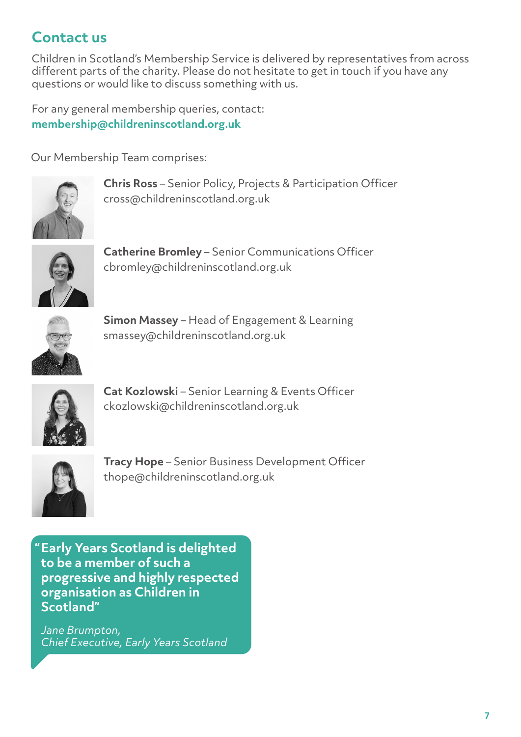## Contact us

Children in Scotland's Membership Service is delivered by representatives from across different parts of the charity. Please do not hesitate to get in touch if you have any questions or would like to discuss something with us.

For any general membership queries, contact:
**membership@childreninscotland.org.uk**

Our Membership Team comprises:

**Chris Ross** – Senior Policy, Projects & Participation Officer
cross@childreninscotland.org.uk

**Catherine Bromley** – Senior Communications Officer
cbromley@childreninscotland.org.uk

**Simon Massey** – Head of Engagement & Learning
smassey@childreninscotland.org.uk

**Cat Kozlowski** – Senior Learning & Events Officer
ckozlowski@childreninscotland.org.uk

**Tracy Hope** – Senior Business Development Officer
thope@childreninscotland.org.uk

> **"Early Years Scotland is delighted to be a member of such a progressive and highly respected organisation as Children in Scotland"**
>
> *Jane Brumpton,*
> *Chief Executive, Early Years Scotland*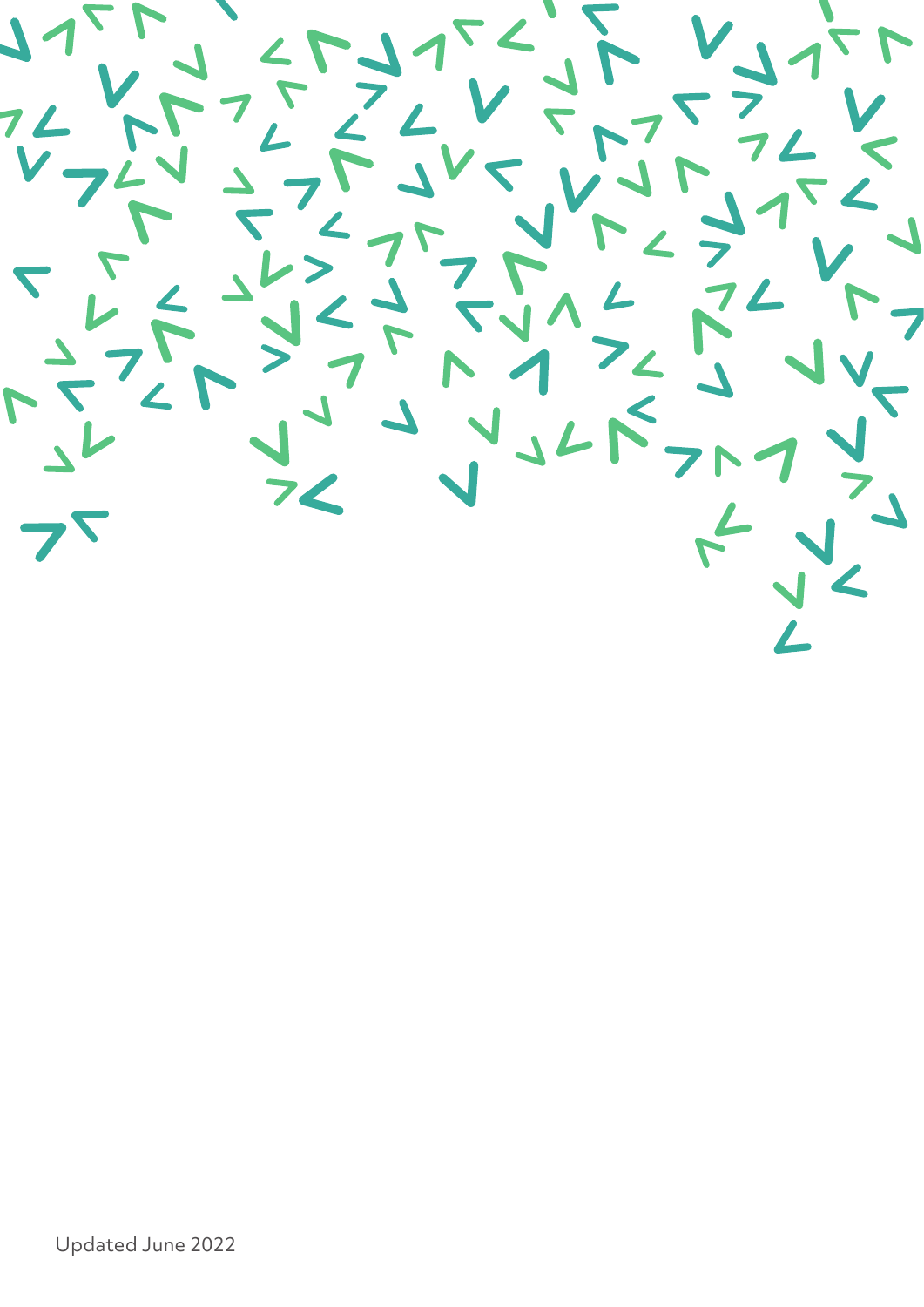Updated June 2022